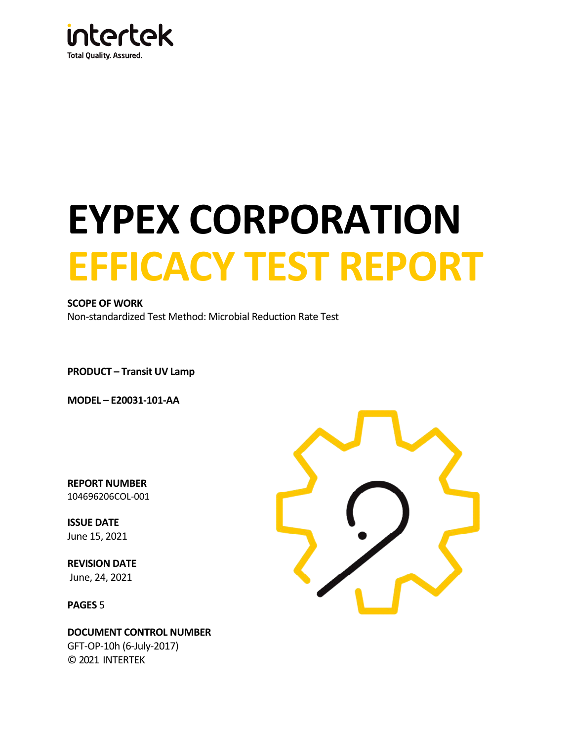intertek

Total Quality. Assured.

# EYPEX CORPORATION

# EFFICACY TEST REPORT

**SCOPE OF WORK**

Non-standardized Test Method: Microbial Reduction Rate Test

**PRODUCT – Transit UV Lamp**

**MODEL – E20031-101-AA**

**REPORT NUMBER**

104696206COL-001

**ISSUE DATE**

June 15, 2021

**REVISION DATE**

June, 24, 2021

**PAGES** 5

**DOCUMENT CONTROL NUMBER**

GFT-OP-10h (6-July-2017)

© 2021 INTERTEK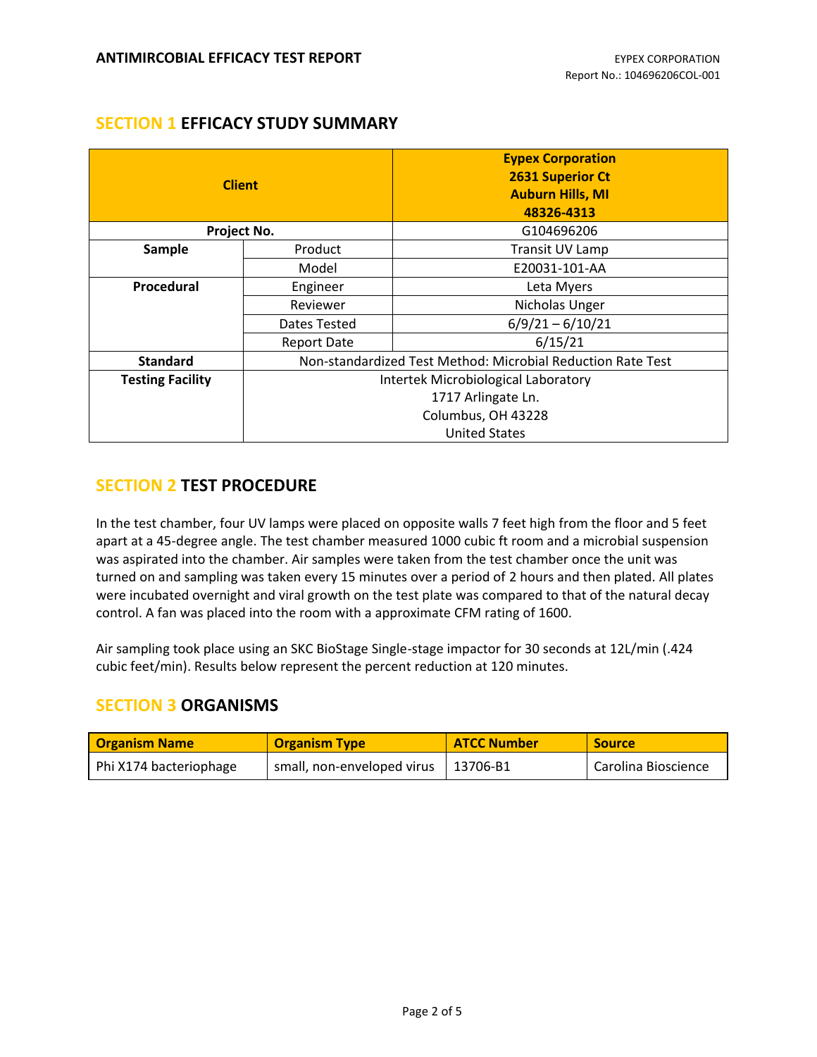## SECTION 1 EFFICACY STUDY SUMMARY

| Client | | Eypex Corporation 2631 Superior Ct Auburn Hills, MI 48326-4313 |
|---|---|---|
| Project No. | | G104696206 |
| Sample | Product | Transit UV Lamp |
| | Model | E20031-101-AA |
| Procedural | Engineer | Leta Myers |
| | Reviewer | Nicholas Unger |
| | Dates Tested | 6/9/21 – 6/10/21 |
| | Report Date | 6/15/21 |
| Standard | Non-standardized Test Method: Microbial Reduction Rate Test | |
| Testing Facility | Intertek Microbiological Laboratory 1717 Arlingate Ln. Columbus, OH 43228 United States | |

## SECTION 2 TEST PROCEDURE

In the test chamber, four UV lamps were placed on opposite walls 7 feet high from the floor and 5 feet apart at a 45-degree angle. The test chamber measured 1000 cubic ft room and a microbial suspension was aspirated into the chamber. Air samples were taken from the test chamber once the unit was turned on and sampling was taken every 15 minutes over a period of 2 hours and then plated. All plates were incubated overnight and viral growth on the test plate was compared to that of the natural decay control. A fan was placed into the room with a approximate CFM rating of 1600.

Air sampling took place using an SKC BioStage Single-stage impactor for 30 seconds at 12L/min (.424 cubic feet/min). Results below represent the percent reduction at 120 minutes.

## SECTION 3 ORGANISMS

| Organism Name | Organism Type | ATCC Number | Source |
|---|---|---|---|
| Phi X174 bacteriophage | small, non-enveloped virus | 13706-B1 | Carolina Bioscience |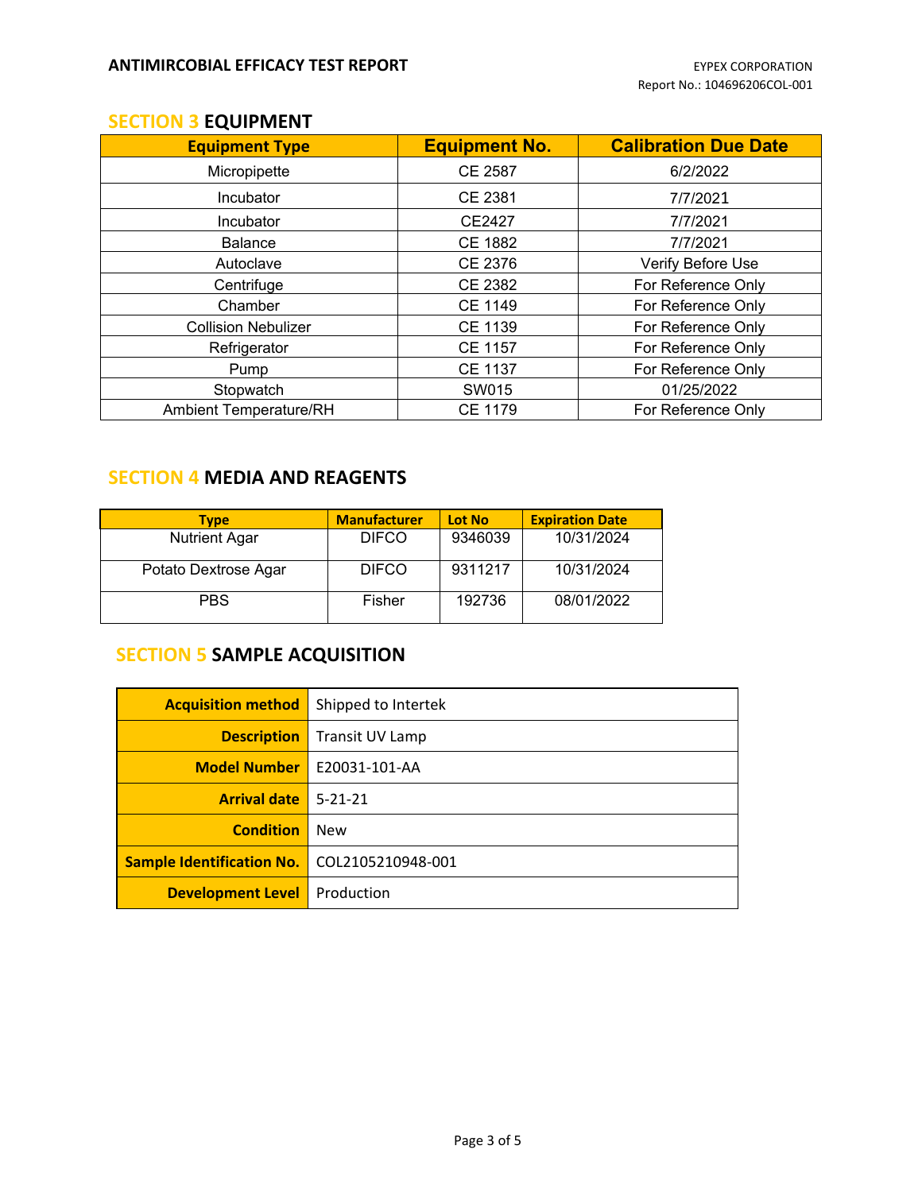## SECTION 3 EQUIPMENT

| Equipment Type | Equipment No. | Calibration Due Date |
|---|---|---|
| Micropipette | CE 2587 | 6/2/2022 |
| Incubator | CE 2381 | 7/7/2021 |
| Incubator | CE2427 | 7/7/2021 |
| Balance | CE 1882 | 7/7/2021 |
| Autoclave | CE 2376 | Verify Before Use |
| Centrifuge | CE 2382 | For Reference Only |
| Chamber | CE 1149 | For Reference Only |
| Collision Nebulizer | CE 1139 | For Reference Only |
| Refrigerator | CE 1157 | For Reference Only |
| Pump | CE 1137 | For Reference Only |
| Stopwatch | SW015 | 01/25/2022 |
| Ambient Temperature/RH | CE 1179 | For Reference Only |

## SECTION 4 MEDIA AND REAGENTS

| Type | Manufacturer | Lot No | Expiration Date |
|---|---|---|---|
| Nutrient Agar | DIFCO | 9346039 | 10/31/2024 |
| Potato Dextrose Agar | DIFCO | 9311217 | 10/31/2024 |
| PBS | Fisher | 192736 | 08/01/2022 |

## SECTION 5 SAMPLE ACQUISITION

| | |
|---|---|
| **Acquisition method** | Shipped to Intertek |
| **Description** | Transit UV Lamp |
| **Model Number** | E20031-101-AA |
| **Arrival date** | 5-21-21 |
| **Condition** | New |
| **Sample Identification No.** | COL2105210948-001 |
| **Development Level** | Production |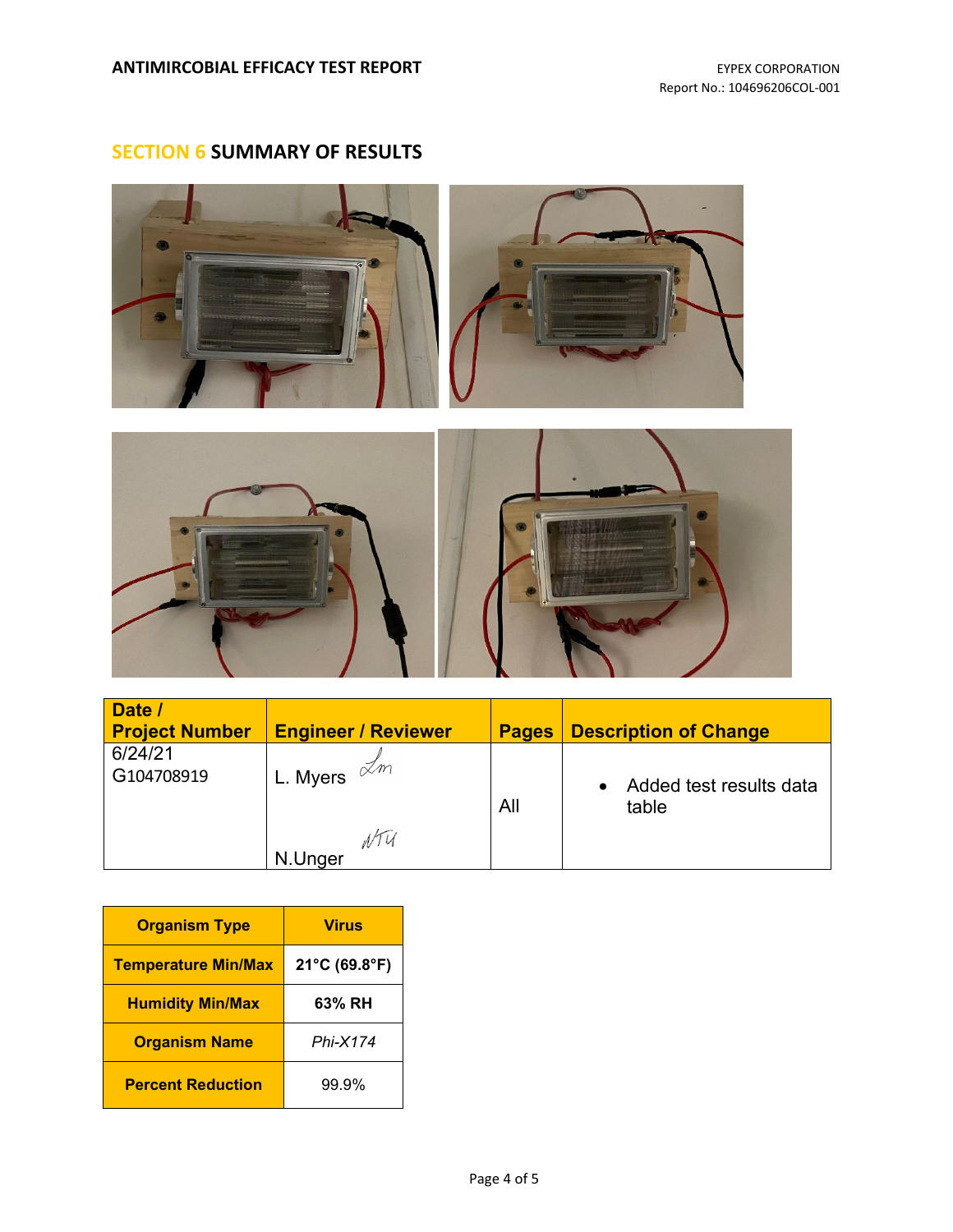## SECTION 6 SUMMARY OF RESULTS

| Date / Project Number | Engineer / Reviewer | Pages | Description of Change |
|---|---|---|---|
| 6/24/21 G104708919 | L. Myers<br>N.Unger | All | • Added test results data table |

| Organism Type | Virus |
|---|---|
| Temperature Min/Max | 21°C (69.8°F) |
| Humidity Min/Max | 63% RH |
| Organism Name | *Phi-X174* |
| Percent Reduction | 99.9% |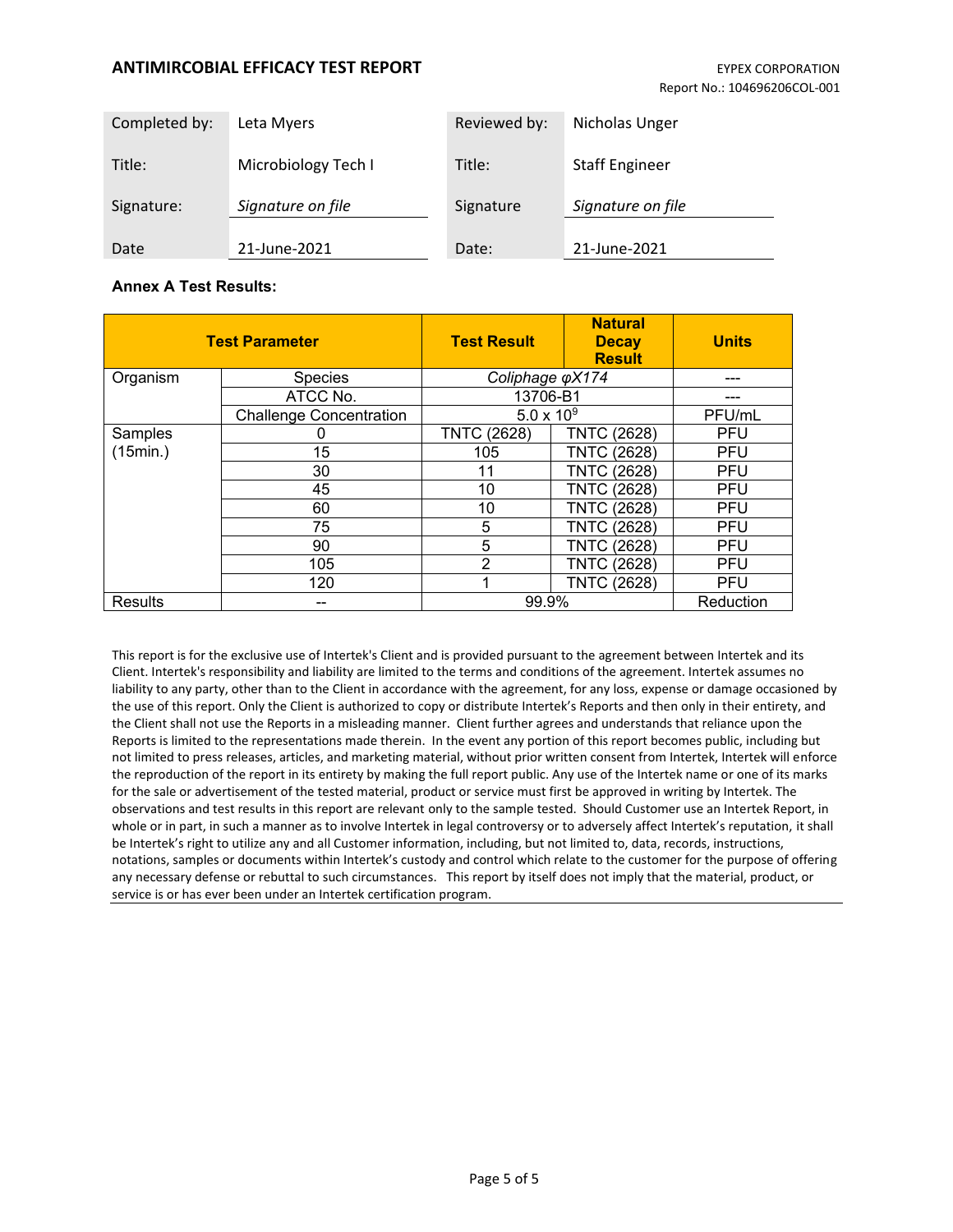| Completed by: | Leta Myers | Reviewed by: | Nicholas Unger |
|---|---|---|---|
| Title: | Microbiology Tech I | Title: | Staff Engineer |
| Signature: | *Signature on file* | Signature | *Signature on file* |
| Date | 21-June-2021 | Date: | 21-June-2021 |

**Annex A Test Results:**

| Test Parameter | | Test Result | Natural Decay Result | Units |
|---|---|---|---|---|
| Organism | Species | *Coliphage φX174* | | --- |
| | ATCC No. | 13706-B1 | | --- |
| | Challenge Concentration | $5.0 \times 10^9$ | | PFU/mL |
| Samples (15min.) | 0 | TNTC (2628) | TNTC (2628) | PFU |
| | 15 | 105 | TNTC (2628) | PFU |
| | 30 | 11 | TNTC (2628) | PFU |
| | 45 | 10 | TNTC (2628) | PFU |
| | 60 | 10 | TNTC (2628) | PFU |
| | 75 | 5 | TNTC (2628) | PFU |
| | 90 | 5 | TNTC (2628) | PFU |
| | 105 | 2 | TNTC (2628) | PFU |
| | 120 | 1 | TNTC (2628) | PFU |
| Results | -- | 99.9% | | Reduction |

This report is for the exclusive use of Intertek's Client and is provided pursuant to the agreement between Intertek and its Client. Intertek's responsibility and liability are limited to the terms and conditions of the agreement. Intertek assumes no liability to any party, other than to the Client in accordance with the agreement, for any loss, expense or damage occasioned by the use of this report. Only the Client is authorized to copy or distribute Intertek's Reports and then only in their entirety, and the Client shall not use the Reports in a misleading manner. Client further agrees and understands that reliance upon the Reports is limited to the representations made therein. In the event any portion of this report becomes public, including but not limited to press releases, articles, and marketing material, without prior written consent from Intertek, Intertek will enforce the reproduction of the report in its entirety by making the full report public. Any use of the Intertek name or one of its marks for the sale or advertisement of the tested material, product or service must first be approved in writing by Intertek. The observations and test results in this report are relevant only to the sample tested. Should Customer use an Intertek Report, in whole or in part, in such a manner as to involve Intertek in legal controversy or to adversely affect Intertek's reputation, it shall be Intertek's right to utilize any and all Customer information, including, but not limited to, data, records, instructions, notations, samples or documents within Intertek's custody and control which relate to the customer for the purpose of offering any necessary defense or rebuttal to such circumstances. This report by itself does not imply that the material, product, or service is or has ever been under an Intertek certification program.